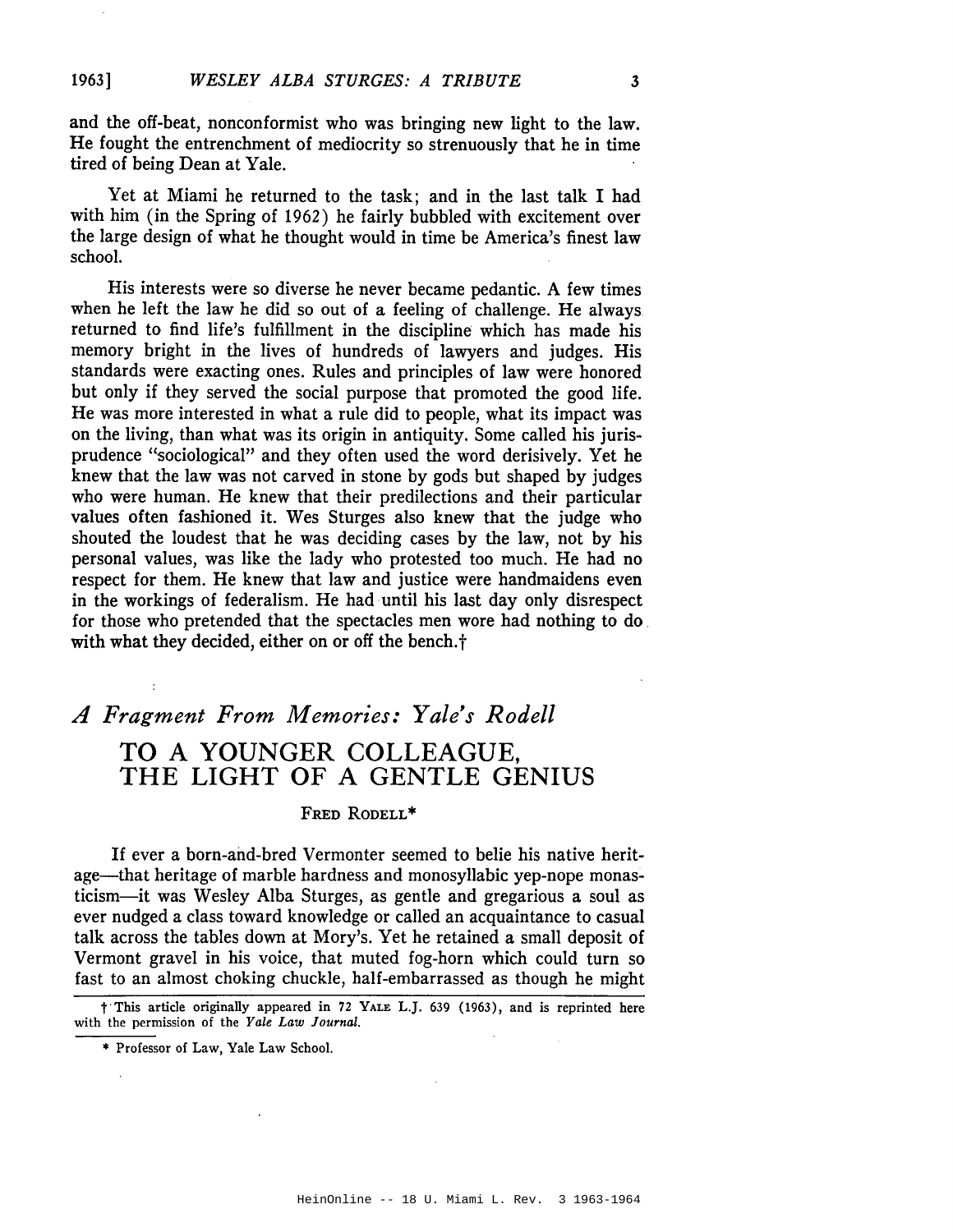and the off-beat, nonconformist who was bringing new light to the law. He fought the entrenchment of mediocrity so strenuously that he in time tired of being Dean at Yale.

Yet at Miami he returned to the task; and in the last talk I had with him (in the Spring of 1962) he fairly bubbled with excitement over the large design of what he thought would in time be America's finest law school.

His interests were so diverse he never became pedantic. A few times when he left the law he did so out of a feeling of challenge. He always returned to find life's fulfillment in the discipline which has made his memory bright in the lives of hundreds of lawyers and judges. His standards were exacting ones. Rules and principles of law were honored but only if they served the social purpose that promoted the good life. He was more interested in what a rule did to people, what its impact was on the living, than what was its origin in antiquity. Some called his jurisprudence "sociological" and they often used the word derisively. Yet he knew that the law was not carved in stone by gods but shaped by judges who were human. He knew that their predilections and their particular values often fashioned it. Wes Sturges also knew that the judge who shouted the loudest that he was deciding cases by the law, not by his personal values, was like the lady who protested too much. He had no respect for them. He knew that law and justice were handmaidens even in the workings of federalism. He had until his last day only disrespect for those who pretended that the spectacles men wore had nothing to do with what they decided, either on or off the bench.†

## *A Fragment From Memories: Yale's Rodell*

# TO A YOUNGER COLLEAGUE, THE LIGHT OF A GENTLE GENIUS

FRED RODELL*

If ever a born-and-bred Vermonter seemed to belie his native heritage—that heritage of marble hardness and monosyllabic yep-nope monasticism—it was Wesley Alba Sturges, as gentle and gregarious a soul as ever nudged a class toward knowledge or called an acquaintance to casual talk across the tables down at Mory's. Yet he retained a small deposit of Vermont gravel in his voice, that muted fog-horn which could turn so fast to an almost choking chuckle, half-embarrassed as though he might

† This article originally appeared in 72 YALE L.J. 639 (1963), and is reprinted here with the permission of the *Yale Law Journal*.

* Professor of Law, Yale Law School.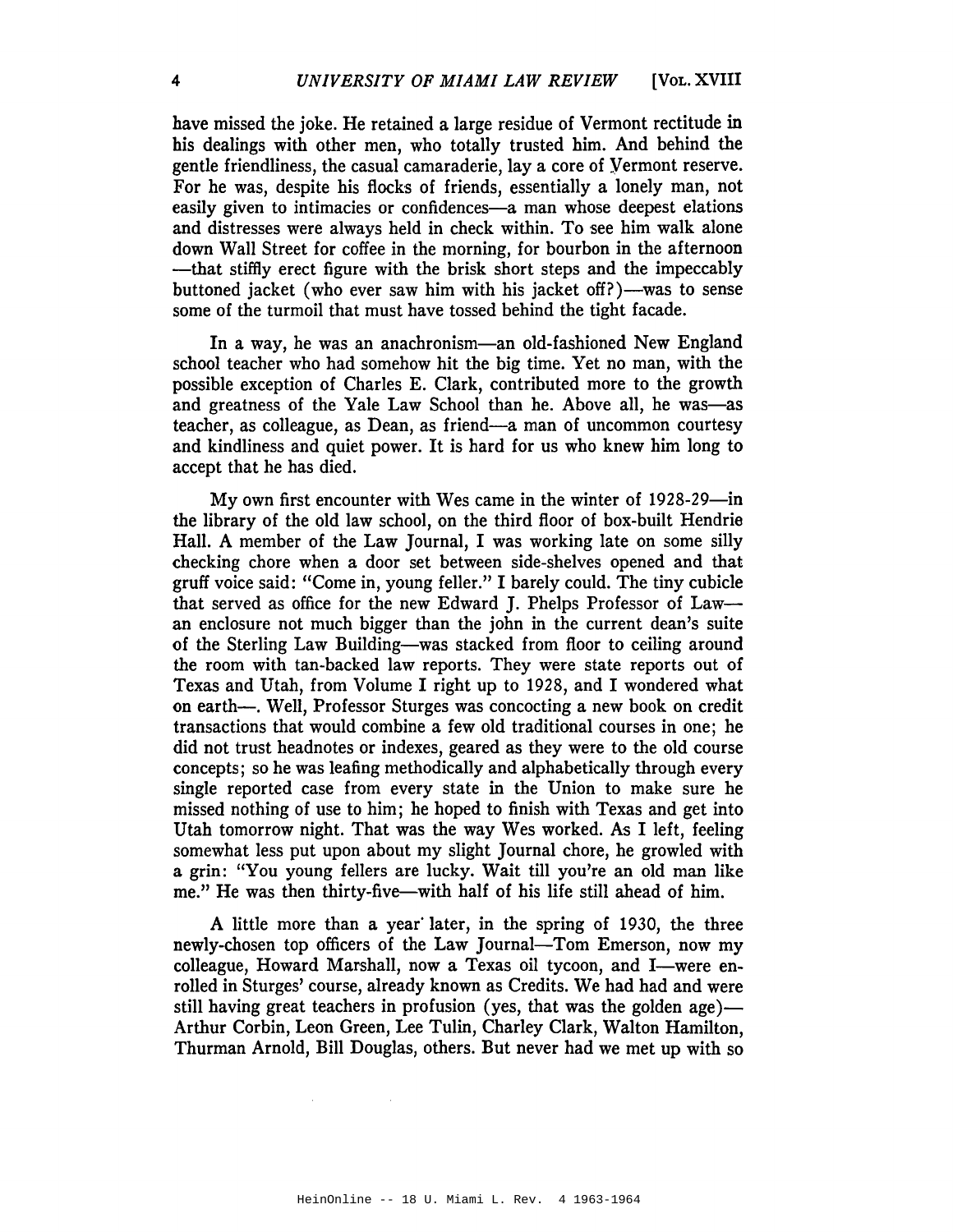have missed the joke. He retained a large residue of Vermont rectitude in his dealings with other men, who totally trusted him. And behind the gentle friendliness, the casual camaraderie, lay a core of Vermont reserve. For he was, despite his flocks of friends, essentially a lonely man, not easily given to intimacies or confidences—a man whose deepest elations and distresses were always held in check within. To see him walk alone down Wall Street for coffee in the morning, for bourbon in the afternoon—that stiffly erect figure with the brisk short steps and the impeccably buttoned jacket (who ever saw him with his jacket off?)—was to sense some of the turmoil that must have tossed behind the tight facade.

In a way, he was an anachronism—an old-fashioned New England school teacher who had somehow hit the big time. Yet no man, with the possible exception of Charles E. Clark, contributed more to the growth and greatness of the Yale Law School than he. Above all, he was—as teacher, as colleague, as Dean, as friend—a man of uncommon courtesy and kindliness and quiet power. It is hard for us who knew him long to accept that he has died.

My own first encounter with Wes came in the winter of 1928-29—in the library of the old law school, on the third floor of box-built Hendrie Hall. A member of the Law Journal, I was working late on some silly checking chore when a door set between side-shelves opened and that gruff voice said: "Come in, young feller." I barely could. The tiny cubicle that served as office for the new Edward J. Phelps Professor of Law—an enclosure not much bigger than the john in the current dean's suite of the Sterling Law Building—was stacked from floor to ceiling around the room with tan-backed law reports. They were state reports out of Texas and Utah, from Volume I right up to 1928, and I wondered what on earth—. Well, Professor Sturges was concocting a new book on credit transactions that would combine a few old traditional courses in one; he did not trust headnotes or indexes, geared as they were to the old course concepts; so he was leafing methodically and alphabetically through every single reported case from every state in the Union to make sure he missed nothing of use to him; he hoped to finish with Texas and get into Utah tomorrow night. That was the way Wes worked. As I left, feeling somewhat less put upon about my slight Journal chore, he growled with a grin: "You young fellers are lucky. Wait till you're an old man like me." He was then thirty-five—with half of his life still ahead of him.

A little more than a year later, in the spring of 1930, the three newly-chosen top officers of the Law Journal—Tom Emerson, now my colleague, Howard Marshall, now a Texas oil tycoon, and I—were enrolled in Sturges' course, already known as Credits. We had had and were still having great teachers in profusion (yes, that was the golden age)—Arthur Corbin, Leon Green, Lee Tulin, Charley Clark, Walton Hamilton, Thurman Arnold, Bill Douglas, others. But never had we met up with so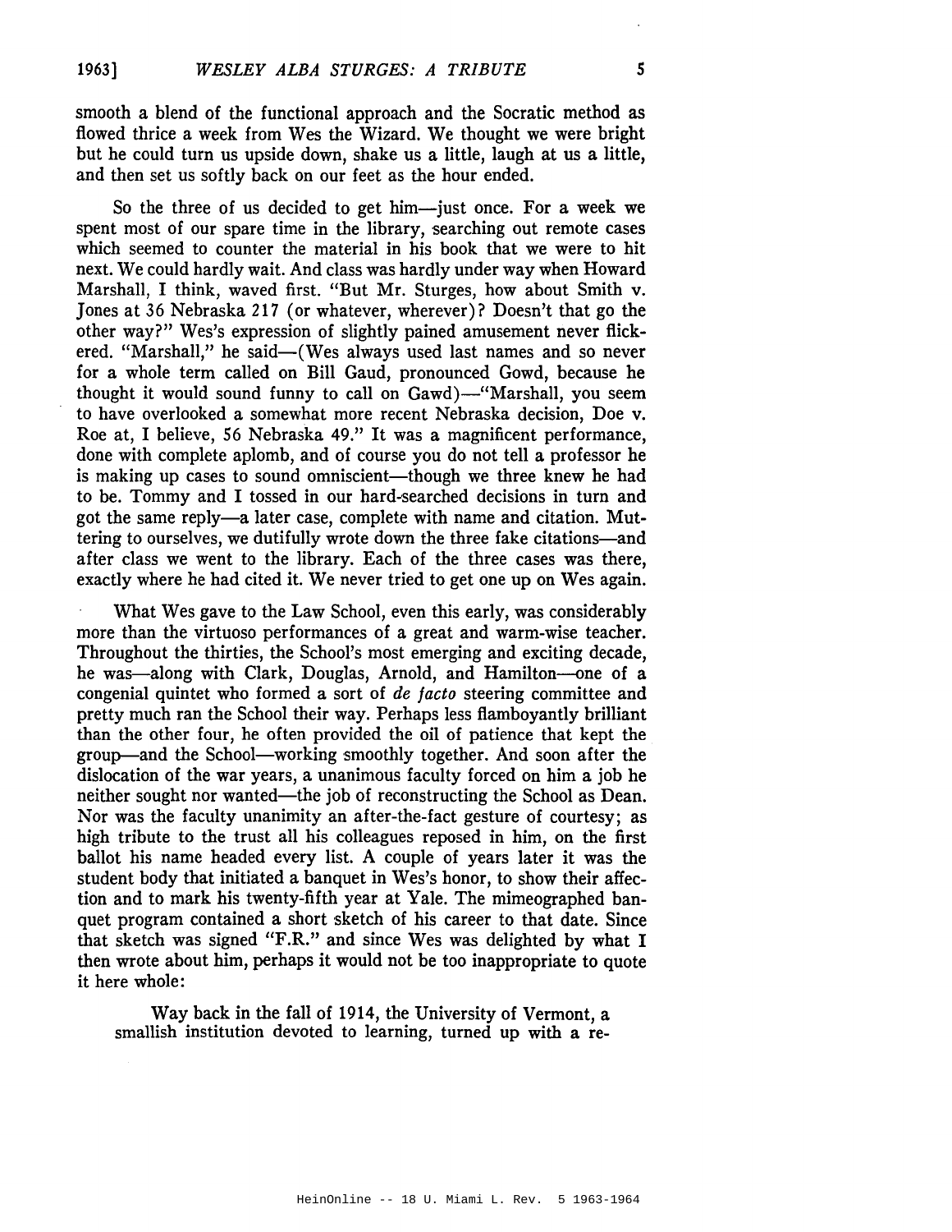smooth a blend of the functional approach and the Socratic method as flowed thrice a week from Wes the Wizard. We thought we were bright but he could turn us upside down, shake us a little, laugh at us a little, and then set us softly back on our feet as the hour ended.

So the three of us decided to get him—just once. For a week we spent most of our spare time in the library, searching out remote cases which seemed to counter the material in his book that we were to hit next. We could hardly wait. And class was hardly under way when Howard Marshall, I think, waved first. "But Mr. Sturges, how about Smith v. Jones at 36 Nebraska 217 (or whatever, wherever)? Doesn't that go the other way?" Wes's expression of slightly pained amusement never flickered. "Marshall," he said—(Wes always used last names and so never for a whole term called on Bill Gaud, pronounced Gowd, because he thought it would sound funny to call on Gawd)—"Marshall, you seem to have overlooked a somewhat more recent Nebraska decision, Doe v. Roe at, I believe, 56 Nebraska 49." It was a magnificent performance, done with complete aplomb, and of course you do not tell a professor he is making up cases to sound omniscient—though we three knew he had to be. Tommy and I tossed in our hard-searched decisions in turn and got the same reply—a later case, complete with name and citation. Muttering to ourselves, we dutifully wrote down the three fake citations—and after class we went to the library. Each of the three cases was there, exactly where he had cited it. We never tried to get one up on Wes again.

What Wes gave to the Law School, even this early, was considerably more than the virtuoso performances of a great and warm-wise teacher. Throughout the thirties, the School's most emerging and exciting decade, he was—along with Clark, Douglas, Arnold, and Hamilton—one of a congenial quintet who formed a sort of *de facto* steering committee and pretty much ran the School their way. Perhaps less flamboyantly brilliant than the other four, he often provided the oil of patience that kept the group—and the School—working smoothly together. And soon after the dislocation of the war years, a unanimous faculty forced on him a job he neither sought nor wanted—the job of reconstructing the School as Dean. Nor was the faculty unanimity an after-the-fact gesture of courtesy; as high tribute to the trust all his colleagues reposed in him, on the first ballot his name headed every list. A couple of years later it was the student body that initiated a banquet in Wes's honor, to show their affection and to mark his twenty-fifth year at Yale. The mimeographed banquet program contained a short sketch of his career to that date. Since that sketch was signed "F.R." and since Wes was delighted by what I then wrote about him, perhaps it would not be too inappropriate to quote it here whole:

> Way back in the fall of 1914, the University of Vermont, a smallish institution devoted to learning, turned up with a re-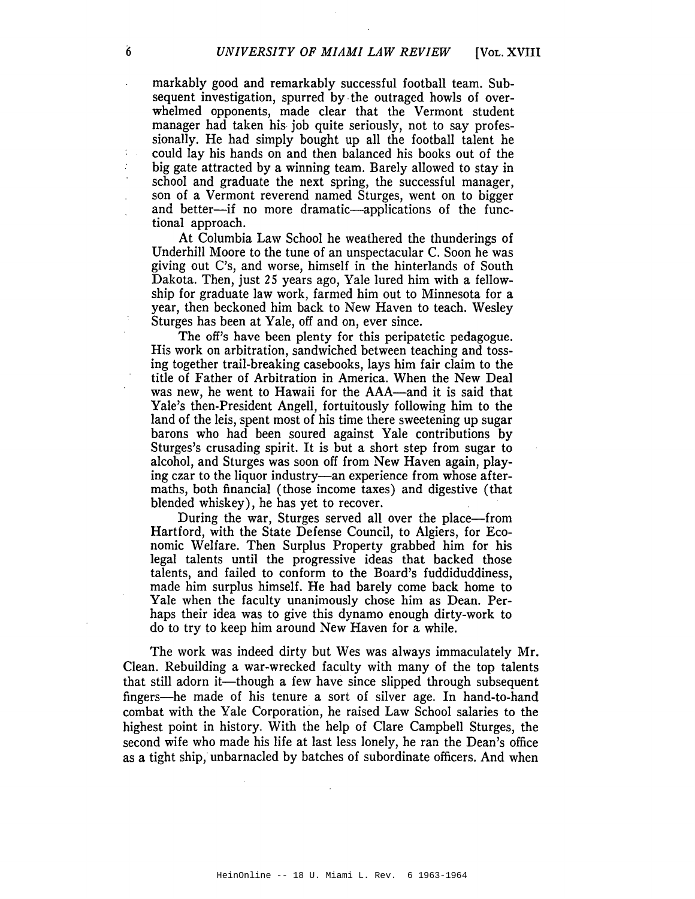markably good and remarkably successful football team. Subsequent investigation, spurred by the outraged howls of overwhelmed opponents, made clear that the Vermont student manager had taken his job quite seriously, not to say professionally. He had simply bought up all the football talent he could lay his hands on and then balanced his books out of the big gate attracted by a winning team. Barely allowed to stay in school and graduate the next spring, the successful manager, son of a Vermont reverend named Sturges, went on to bigger and better—if no more dramatic—applications of the functional approach.

> At Columbia Law School he weathered the thunderings of Underhill Moore to the tune of an unspectacular C. Soon he was giving out C's, and worse, himself in the hinterlands of South Dakota. Then, just 25 years ago, Yale lured him with a fellowship for graduate law work, farmed him out to Minnesota for a year, then beckoned him back to New Haven to teach. Wesley Sturges has been at Yale, off and on, ever since.
>
> The off's have been plenty for this peripatetic pedagogue. His work on arbitration, sandwiched between teaching and tossing together trail-breaking casebooks, lays him fair claim to the title of Father of Arbitration in America. When the New Deal was new, he went to Hawaii for the AAA—and it is said that Yale's then-President Angell, fortuitously following him to the land of the leis, spent most of his time there sweetening up sugar barons who had been soured against Yale contributions by Sturges's crusading spirit. It is but a short step from sugar to alcohol, and Sturges was soon off from New Haven again, playing czar to the liquor industry—an experience from whose aftermaths, both financial (those income taxes) and digestive (that blended whiskey), he has yet to recover.
>
> During the war, Sturges served all over the place—from Hartford, with the State Defense Council, to Algiers, for Economic Welfare. Then Surplus Property grabbed him for his legal talents until the progressive ideas that backed those talents, and failed to conform to the Board's fuddiduddiness, made him surplus himself. He had barely come back home to Yale when the faculty unanimously chose him as Dean. Perhaps their idea was to give this dynamo enough dirty-work to do to try to keep him around New Haven for a while.

The work was indeed dirty but Wes was always immaculately Mr. Clean. Rebuilding a war-wrecked faculty with many of the top talents that still adorn it—though a few have since slipped through subsequent fingers—he made of his tenure a sort of silver age. In hand-to-hand combat with the Yale Corporation, he raised Law School salaries to the highest point in history. With the help of Clare Campbell Sturges, the second wife who made his life at last less lonely, he ran the Dean's office as a tight ship, unbarnacled by batches of subordinate officers. And when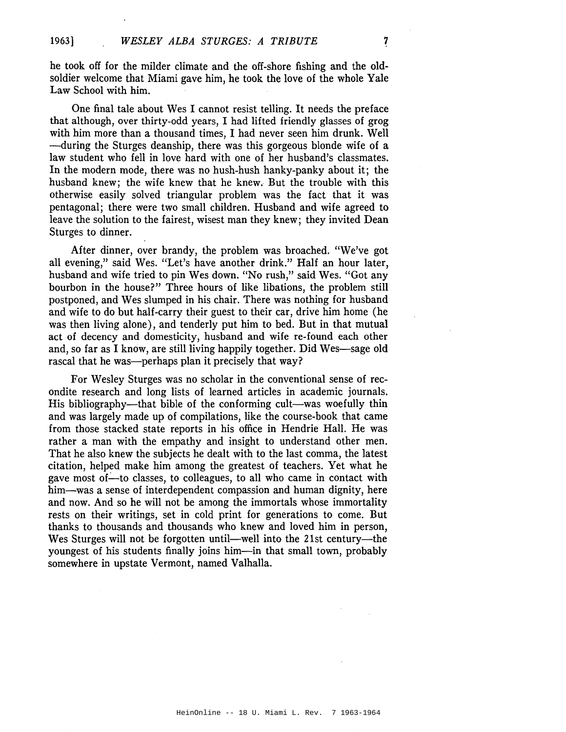he took off for the milder climate and the off-shore fishing and the old-soldier welcome that Miami gave him, he took the love of the whole Yale Law School with him.

One final tale about Wes I cannot resist telling. It needs the preface that although, over thirty-odd years, I had lifted friendly glasses of grog with him more than a thousand times, I had never seen him drunk. Well—during the Sturges deanship, there was this gorgeous blonde wife of a law student who fell in love hard with one of her husband's classmates. In the modern mode, there was no hush-hush hanky-panky about it; the husband knew; the wife knew that he knew. But the trouble with this otherwise easily solved triangular problem was the fact that it was pentagonal; there were two small children. Husband and wife agreed to leave the solution to the fairest, wisest man they knew; they invited Dean Sturges to dinner.

After dinner, over brandy, the problem was broached. "We've got all evening," said Wes. "Let's have another drink." Half an hour later, husband and wife tried to pin Wes down. "No rush," said Wes. "Got any bourbon in the house?" Three hours of like libations, the problem still postponed, and Wes slumped in his chair. There was nothing for husband and wife to do but half-carry their guest to their car, drive him home (he was then living alone), and tenderly put him to bed. But in that mutual act of decency and domesticity, husband and wife re-found each other and, so far as I know, are still living happily together. Did Wes—sage old rascal that he was—perhaps plan it precisely that way?

For Wesley Sturges was no scholar in the conventional sense of recondite research and long lists of learned articles in academic journals. His bibliography—that bible of the conforming cult—was woefully thin and was largely made up of compilations, like the course-book that came from those stacked state reports in his office in Hendrie Hall. He was rather a man with the empathy and insight to understand other men. That he also knew the subjects he dealt with to the last comma, the latest citation, helped make him among the greatest of teachers. Yet what he gave most of—to classes, to colleagues, to all who came in contact with him—was a sense of interdependent compassion and human dignity, here and now. And so he will not be among the immortals whose immortality rests on their writings, set in cold print for generations to come. But thanks to thousands and thousands who knew and loved him in person, Wes Sturges will not be forgotten until—well into the 21st century—the youngest of his students finally joins him—in that small town, probably somewhere in upstate Vermont, named Valhalla.